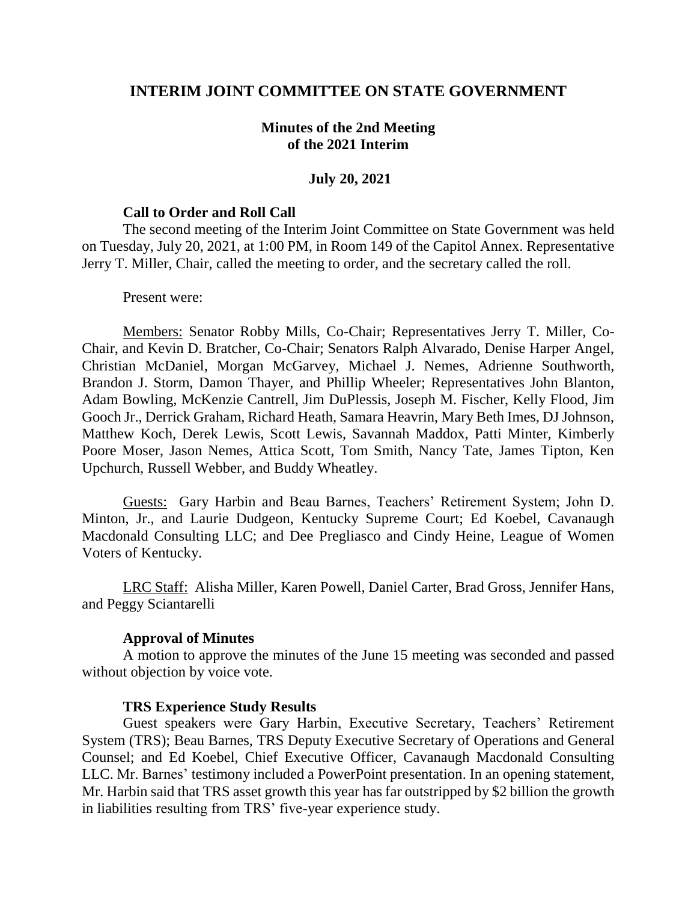# INTERIM JOINT COMMITTEE ON STATE GOVERNMENT

## Minutes of the 2nd Meeting of the 2021 Interim

### July 20, 2021

#### Call to Order and Roll Call

The second meeting of the Interim Joint Committee on State Government was held on Tuesday, July 20, 2021, at 1:00 PM, in Room 149 of the Capitol Annex. Representative Jerry T. Miller, Chair, called the meeting to order, and the secretary called the roll.

Present were:

Members: Senator Robby Mills, Co-Chair; Representatives Jerry T. Miller, Co-Chair, and Kevin D. Bratcher, Co-Chair; Senators Ralph Alvarado, Denise Harper Angel, Christian McDaniel, Morgan McGarvey, Michael J. Nemes, Adrienne Southworth, Brandon J. Storm, Damon Thayer, and Phillip Wheeler; Representatives John Blanton, Adam Bowling, McKenzie Cantrell, Jim DuPlessis, Joseph M. Fischer, Kelly Flood, Jim Gooch Jr., Derrick Graham, Richard Heath, Samara Heavrin, Mary Beth Imes, DJ Johnson, Matthew Koch, Derek Lewis, Scott Lewis, Savannah Maddox, Patti Minter, Kimberly Poore Moser, Jason Nemes, Attica Scott, Tom Smith, Nancy Tate, James Tipton, Ken Upchurch, Russell Webber, and Buddy Wheatley.

Guests: Gary Harbin and Beau Barnes, Teachers' Retirement System; John D. Minton, Jr., and Laurie Dudgeon, Kentucky Supreme Court; Ed Koebel, Cavanaugh Macdonald Consulting LLC; and Dee Pregliasco and Cindy Heine, League of Women Voters of Kentucky.

LRC Staff: Alisha Miller, Karen Powell, Daniel Carter, Brad Gross, Jennifer Hans, and Peggy Sciantarelli

#### Approval of Minutes

A motion to approve the minutes of the June 15 meeting was seconded and passed without objection by voice vote.

#### TRS Experience Study Results

Guest speakers were Gary Harbin, Executive Secretary, Teachers' Retirement System (TRS); Beau Barnes, TRS Deputy Executive Secretary of Operations and General Counsel; and Ed Koebel, Chief Executive Officer, Cavanaugh Macdonald Consulting LLC. Mr. Barnes' testimony included a PowerPoint presentation. In an opening statement, Mr. Harbin said that TRS asset growth this year has far outstripped by $2 billion the growth in liabilities resulting from TRS' five-year experience study.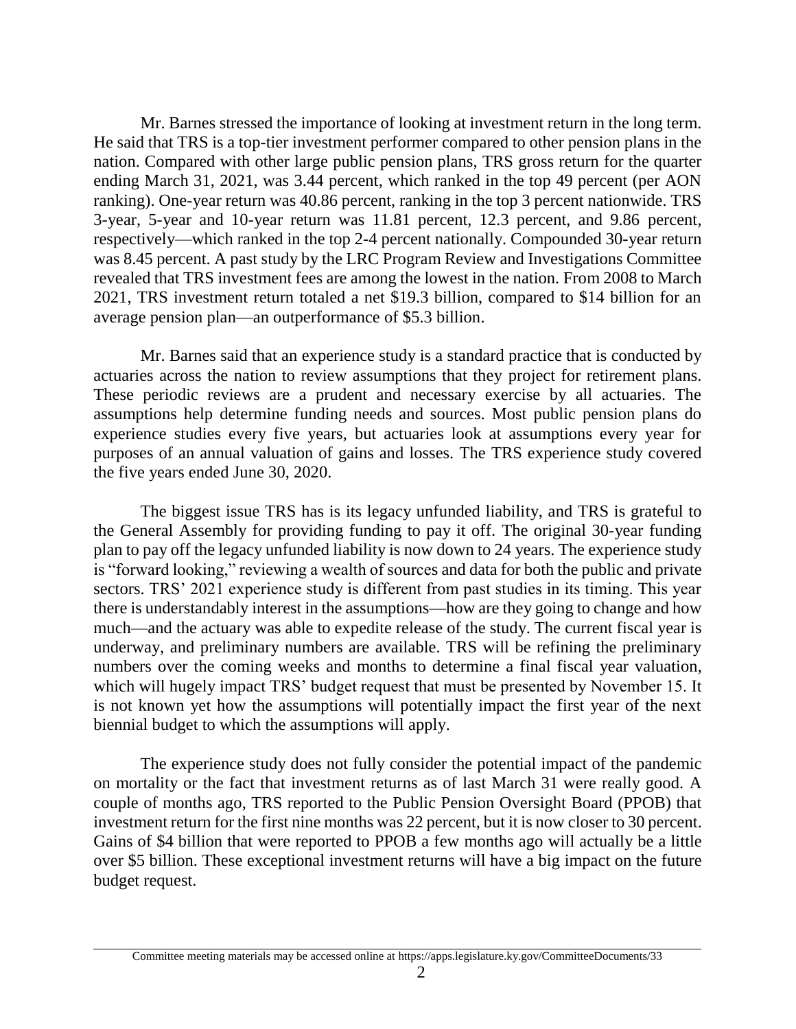Mr. Barnes stressed the importance of looking at investment return in the long term. He said that TRS is a top-tier investment performer compared to other pension plans in the nation. Compared with other large public pension plans, TRS gross return for the quarter ending March 31, 2021, was 3.44 percent, which ranked in the top 49 percent (per AON ranking). One-year return was 40.86 percent, ranking in the top 3 percent nationwide. TRS 3-year, 5-year and 10-year return was 11.81 percent, 12.3 percent, and 9.86 percent, respectively—which ranked in the top 2-4 percent nationally. Compounded 30-year return was 8.45 percent. A past study by the LRC Program Review and Investigations Committee revealed that TRS investment fees are among the lowest in the nation. From 2008 to March 2021, TRS investment return totaled a net $19.3 billion, compared to $14 billion for an average pension plan—an outperformance of $5.3 billion.

Mr. Barnes said that an experience study is a standard practice that is conducted by actuaries across the nation to review assumptions that they project for retirement plans. These periodic reviews are a prudent and necessary exercise by all actuaries. The assumptions help determine funding needs and sources. Most public pension plans do experience studies every five years, but actuaries look at assumptions every year for purposes of an annual valuation of gains and losses. The TRS experience study covered the five years ended June 30, 2020.

The biggest issue TRS has is its legacy unfunded liability, and TRS is grateful to the General Assembly for providing funding to pay it off. The original 30-year funding plan to pay off the legacy unfunded liability is now down to 24 years. The experience study is "forward looking," reviewing a wealth of sources and data for both the public and private sectors. TRS' 2021 experience study is different from past studies in its timing. This year there is understandably interest in the assumptions—how are they going to change and how much—and the actuary was able to expedite release of the study. The current fiscal year is underway, and preliminary numbers are available. TRS will be refining the preliminary numbers over the coming weeks and months to determine a final fiscal year valuation, which will hugely impact TRS' budget request that must be presented by November 15. It is not known yet how the assumptions will potentially impact the first year of the next biennial budget to which the assumptions will apply.

The experience study does not fully consider the potential impact of the pandemic on mortality or the fact that investment returns as of last March 31 were really good. A couple of months ago, TRS reported to the Public Pension Oversight Board (PPOB) that investment return for the first nine months was 22 percent, but it is now closer to 30 percent. Gains of $4 billion that were reported to PPOB a few months ago will actually be a little over $5 billion. These exceptional investment returns will have a big impact on the future budget request.

Committee meeting materials may be accessed online at https://apps.legislature.ky.gov/CommitteeDocuments/33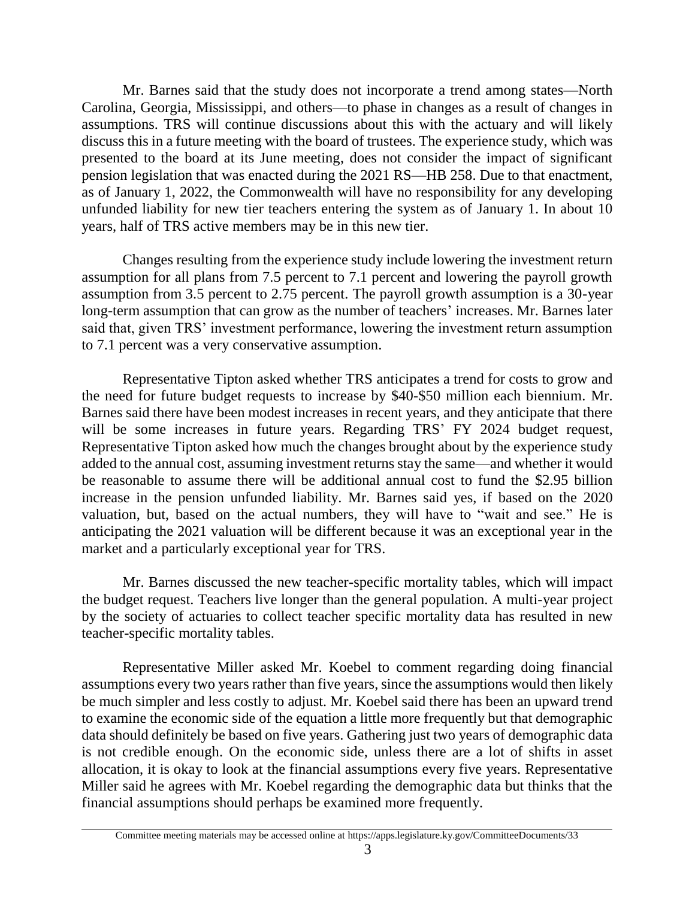Mr. Barnes said that the study does not incorporate a trend among states—North Carolina, Georgia, Mississippi, and others—to phase in changes as a result of changes in assumptions. TRS will continue discussions about this with the actuary and will likely discuss this in a future meeting with the board of trustees. The experience study, which was presented to the board at its June meeting, does not consider the impact of significant pension legislation that was enacted during the 2021 RS—HB 258. Due to that enactment, as of January 1, 2022, the Commonwealth will have no responsibility for any developing unfunded liability for new tier teachers entering the system as of January 1. In about 10 years, half of TRS active members may be in this new tier.

Changes resulting from the experience study include lowering the investment return assumption for all plans from 7.5 percent to 7.1 percent and lowering the payroll growth assumption from 3.5 percent to 2.75 percent. The payroll growth assumption is a 30-year long-term assumption that can grow as the number of teachers' increases. Mr. Barnes later said that, given TRS' investment performance, lowering the investment return assumption to 7.1 percent was a very conservative assumption.

Representative Tipton asked whether TRS anticipates a trend for costs to grow and the need for future budget requests to increase by $40-$50 million each biennium. Mr. Barnes said there have been modest increases in recent years, and they anticipate that there will be some increases in future years. Regarding TRS' FY 2024 budget request, Representative Tipton asked how much the changes brought about by the experience study added to the annual cost, assuming investment returns stay the same—and whether it would be reasonable to assume there will be additional annual cost to fund the $2.95 billion increase in the pension unfunded liability. Mr. Barnes said yes, if based on the 2020 valuation, but, based on the actual numbers, they will have to "wait and see." He is anticipating the 2021 valuation will be different because it was an exceptional year in the market and a particularly exceptional year for TRS.

Mr. Barnes discussed the new teacher-specific mortality tables, which will impact the budget request. Teachers live longer than the general population. A multi-year project by the society of actuaries to collect teacher specific mortality data has resulted in new teacher-specific mortality tables.

Representative Miller asked Mr. Koebel to comment regarding doing financial assumptions every two years rather than five years, since the assumptions would then likely be much simpler and less costly to adjust. Mr. Koebel said there has been an upward trend to examine the economic side of the equation a little more frequently but that demographic data should definitely be based on five years. Gathering just two years of demographic data is not credible enough. On the economic side, unless there are a lot of shifts in asset allocation, it is okay to look at the financial assumptions every five years. Representative Miller said he agrees with Mr. Koebel regarding the demographic data but thinks that the financial assumptions should perhaps be examined more frequently.

Committee meeting materials may be accessed online at https://apps.legislature.ky.gov/CommitteeDocuments/33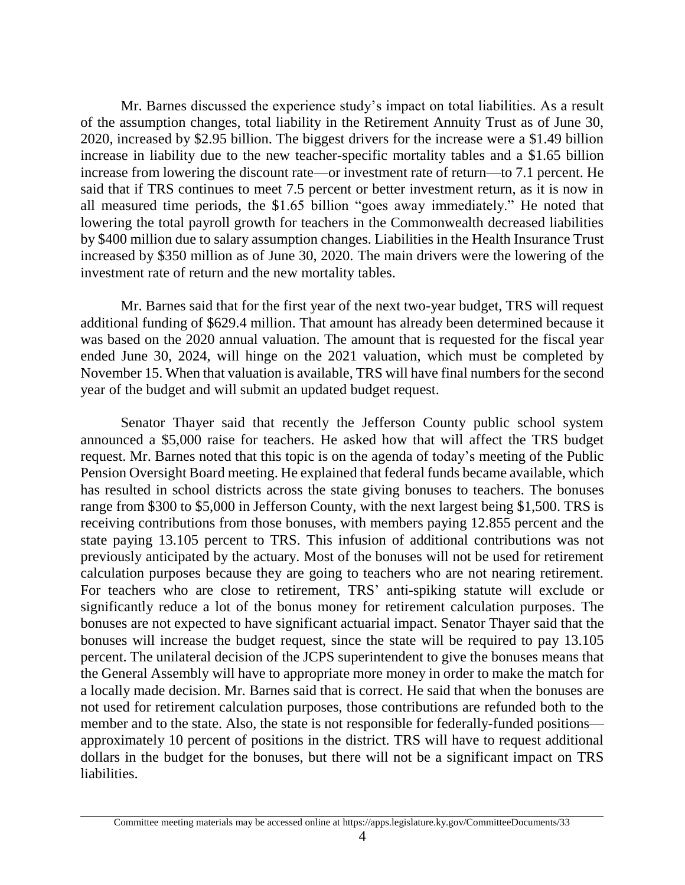Mr. Barnes discussed the experience study's impact on total liabilities. As a result of the assumption changes, total liability in the Retirement Annuity Trust as of June 30, 2020, increased by \$2.95 billion. The biggest drivers for the increase were a \$1.49 billion increase in liability due to the new teacher-specific mortality tables and a \$1.65 billion increase from lowering the discount rate—or investment rate of return—to 7.1 percent. He said that if TRS continues to meet 7.5 percent or better investment return, as it is now in all measured time periods, the \$1.65 billion "goes away immediately." He noted that lowering the total payroll growth for teachers in the Commonwealth decreased liabilities by \$400 million due to salary assumption changes. Liabilities in the Health Insurance Trust increased by \$350 million as of June 30, 2020. The main drivers were the lowering of the investment rate of return and the new mortality tables.

Mr. Barnes said that for the first year of the next two-year budget, TRS will request additional funding of \$629.4 million. That amount has already been determined because it was based on the 2020 annual valuation. The amount that is requested for the fiscal year ended June 30, 2024, will hinge on the 2021 valuation, which must be completed by November 15. When that valuation is available, TRS will have final numbers for the second year of the budget and will submit an updated budget request.

Senator Thayer said that recently the Jefferson County public school system announced a \$5,000 raise for teachers. He asked how that will affect the TRS budget request. Mr. Barnes noted that this topic is on the agenda of today's meeting of the Public Pension Oversight Board meeting. He explained that federal funds became available, which has resulted in school districts across the state giving bonuses to teachers. The bonuses range from \$300 to \$5,000 in Jefferson County, with the next largest being \$1,500. TRS is receiving contributions from those bonuses, with members paying 12.855 percent and the state paying 13.105 percent to TRS. This infusion of additional contributions was not previously anticipated by the actuary. Most of the bonuses will not be used for retirement calculation purposes because they are going to teachers who are not nearing retirement. For teachers who are close to retirement, TRS' anti-spiking statute will exclude or significantly reduce a lot of the bonus money for retirement calculation purposes. The bonuses are not expected to have significant actuarial impact. Senator Thayer said that the bonuses will increase the budget request, since the state will be required to pay 13.105 percent. The unilateral decision of the JCPS superintendent to give the bonuses means that the General Assembly will have to appropriate more money in order to make the match for a locally made decision. Mr. Barnes said that is correct. He said that when the bonuses are not used for retirement calculation purposes, those contributions are refunded both to the member and to the state. Also, the state is not responsible for federally-funded positions—approximately 10 percent of positions in the district. TRS will have to request additional dollars in the budget for the bonuses, but there will not be a significant impact on TRS liabilities.

Committee meeting materials may be accessed online at https://apps.legislature.ky.gov/CommitteeDocuments/33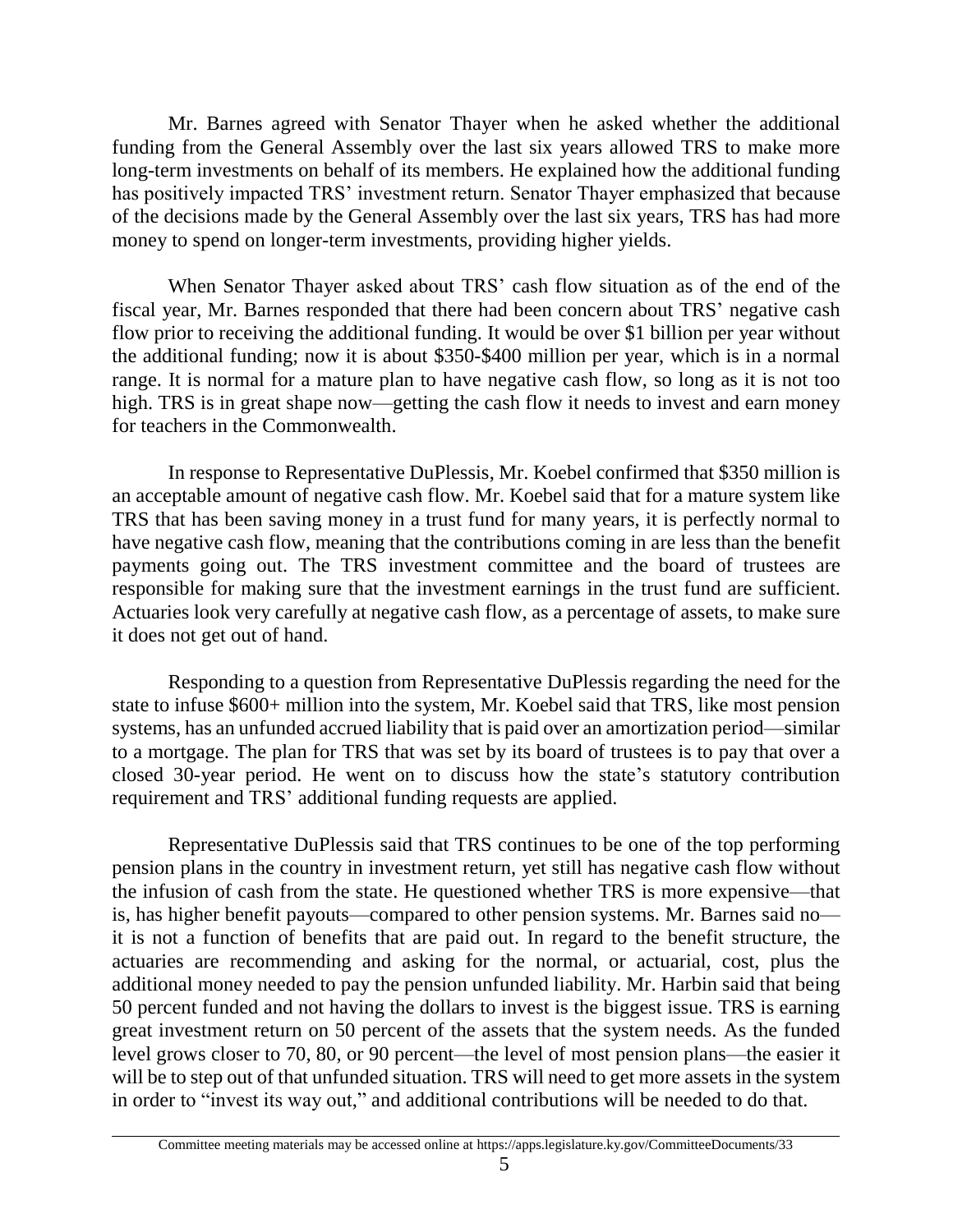Mr. Barnes agreed with Senator Thayer when he asked whether the additional funding from the General Assembly over the last six years allowed TRS to make more long-term investments on behalf of its members. He explained how the additional funding has positively impacted TRS' investment return. Senator Thayer emphasized that because of the decisions made by the General Assembly over the last six years, TRS has had more money to spend on longer-term investments, providing higher yields.

When Senator Thayer asked about TRS' cash flow situation as of the end of the fiscal year, Mr. Barnes responded that there had been concern about TRS' negative cash flow prior to receiving the additional funding. It would be over $1 billion per year without the additional funding; now it is about $350-$400 million per year, which is in a normal range. It is normal for a mature plan to have negative cash flow, so long as it is not too high. TRS is in great shape now—getting the cash flow it needs to invest and earn money for teachers in the Commonwealth.

In response to Representative DuPlessis, Mr. Koebel confirmed that $350 million is an acceptable amount of negative cash flow. Mr. Koebel said that for a mature system like TRS that has been saving money in a trust fund for many years, it is perfectly normal to have negative cash flow, meaning that the contributions coming in are less than the benefit payments going out. The TRS investment committee and the board of trustees are responsible for making sure that the investment earnings in the trust fund are sufficient. Actuaries look very carefully at negative cash flow, as a percentage of assets, to make sure it does not get out of hand.

Responding to a question from Representative DuPlessis regarding the need for the state to infuse $600+ million into the system, Mr. Koebel said that TRS, like most pension systems, has an unfunded accrued liability that is paid over an amortization period—similar to a mortgage. The plan for TRS that was set by its board of trustees is to pay that over a closed 30-year period. He went on to discuss how the state's statutory contribution requirement and TRS' additional funding requests are applied.

Representative DuPlessis said that TRS continues to be one of the top performing pension plans in the country in investment return, yet still has negative cash flow without the infusion of cash from the state. He questioned whether TRS is more expensive—that is, has higher benefit payouts—compared to other pension systems. Mr. Barnes said no—it is not a function of benefits that are paid out. In regard to the benefit structure, the actuaries are recommending and asking for the normal, or actuarial, cost, plus the additional money needed to pay the pension unfunded liability. Mr. Harbin said that being 50 percent funded and not having the dollars to invest is the biggest issue. TRS is earning great investment return on 50 percent of the assets that the system needs. As the funded level grows closer to 70, 80, or 90 percent—the level of most pension plans—the easier it will be to step out of that unfunded situation. TRS will need to get more assets in the system in order to "invest its way out," and additional contributions will be needed to do that.

Committee meeting materials may be accessed online at https://apps.legislature.ky.gov/CommitteeDocuments/33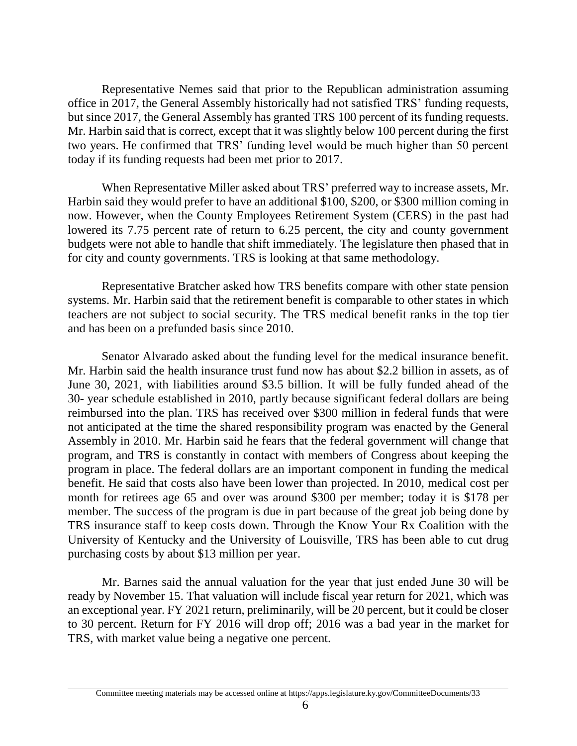Representative Nemes said that prior to the Republican administration assuming office in 2017, the General Assembly historically had not satisfied TRS' funding requests, but since 2017, the General Assembly has granted TRS 100 percent of its funding requests. Mr. Harbin said that is correct, except that it was slightly below 100 percent during the first two years. He confirmed that TRS' funding level would be much higher than 50 percent today if its funding requests had been met prior to 2017.

When Representative Miller asked about TRS' preferred way to increase assets, Mr. Harbin said they would prefer to have an additional \$100, \$200, or \$300 million coming in now. However, when the County Employees Retirement System (CERS) in the past had lowered its 7.75 percent rate of return to 6.25 percent, the city and county government budgets were not able to handle that shift immediately. The legislature then phased that in for city and county governments. TRS is looking at that same methodology.

Representative Bratcher asked how TRS benefits compare with other state pension systems. Mr. Harbin said that the retirement benefit is comparable to other states in which teachers are not subject to social security. The TRS medical benefit ranks in the top tier and has been on a prefunded basis since 2010.

Senator Alvarado asked about the funding level for the medical insurance benefit. Mr. Harbin said the health insurance trust fund now has about \$2.2 billion in assets, as of June 30, 2021, with liabilities around \$3.5 billion. It will be fully funded ahead of the 30- year schedule established in 2010, partly because significant federal dollars are being reimbursed into the plan. TRS has received over \$300 million in federal funds that were not anticipated at the time the shared responsibility program was enacted by the General Assembly in 2010. Mr. Harbin said he fears that the federal government will change that program, and TRS is constantly in contact with members of Congress about keeping the program in place. The federal dollars are an important component in funding the medical benefit. He said that costs also have been lower than projected. In 2010, medical cost per month for retirees age 65 and over was around \$300 per member; today it is \$178 per member. The success of the program is due in part because of the great job being done by TRS insurance staff to keep costs down. Through the Know Your Rx Coalition with the University of Kentucky and the University of Louisville, TRS has been able to cut drug purchasing costs by about \$13 million per year.

Mr. Barnes said the annual valuation for the year that just ended June 30 will be ready by November 15. That valuation will include fiscal year return for 2021, which was an exceptional year. FY 2021 return, preliminarily, will be 20 percent, but it could be closer to 30 percent. Return for FY 2016 will drop off; 2016 was a bad year in the market for TRS, with market value being a negative one percent.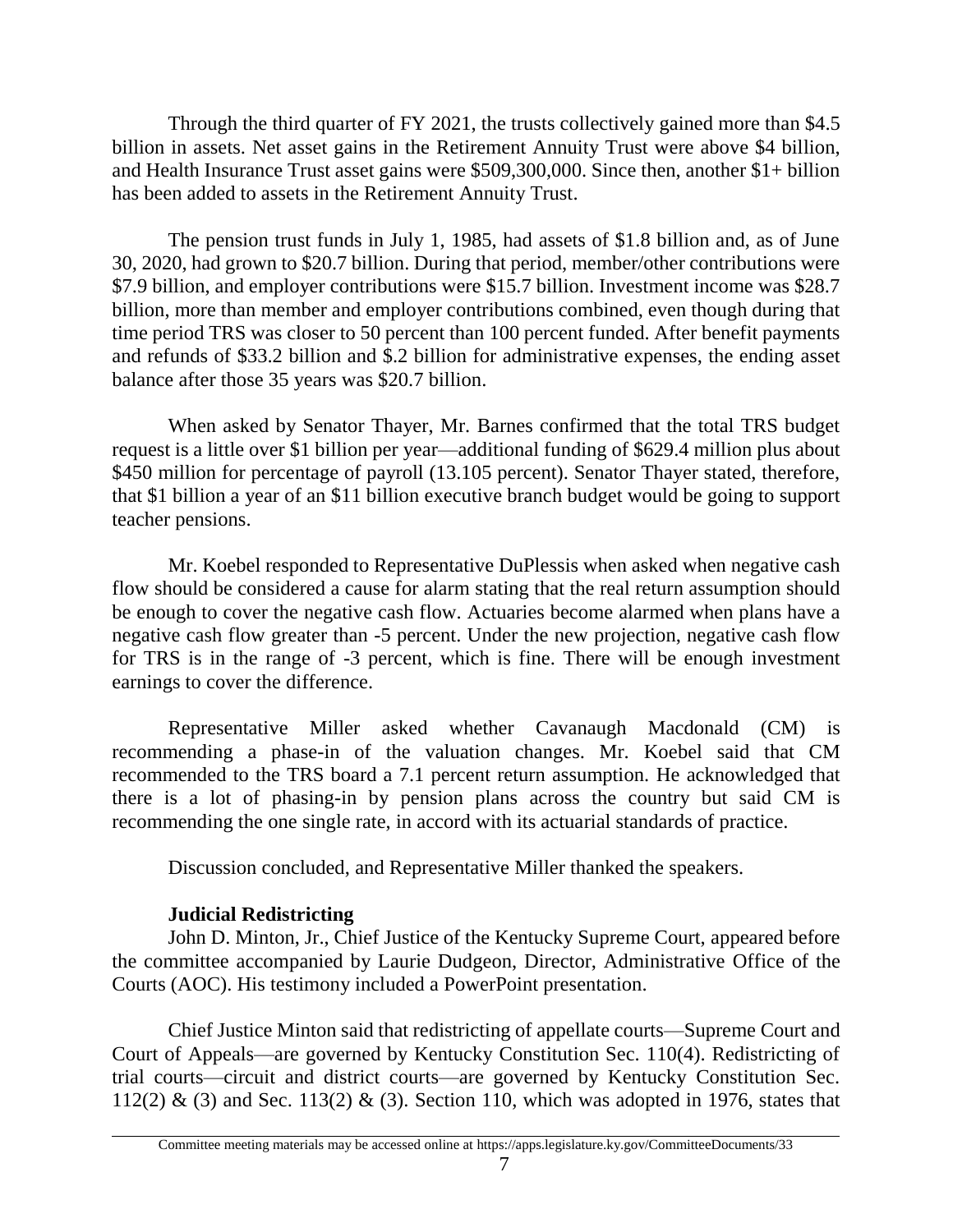Through the third quarter of FY 2021, the trusts collectively gained more than $4.5 billion in assets. Net asset gains in the Retirement Annuity Trust were above $4 billion, and Health Insurance Trust asset gains were $509,300,000. Since then, another $1+ billion has been added to assets in the Retirement Annuity Trust.

The pension trust funds in July 1, 1985, had assets of $1.8 billion and, as of June 30, 2020, had grown to $20.7 billion. During that period, member/other contributions were $7.9 billion, and employer contributions were $15.7 billion. Investment income was $28.7 billion, more than member and employer contributions combined, even though during that time period TRS was closer to 50 percent than 100 percent funded. After benefit payments and refunds of $33.2 billion and $.2 billion for administrative expenses, the ending asset balance after those 35 years was $20.7 billion.

When asked by Senator Thayer, Mr. Barnes confirmed that the total TRS budget request is a little over $1 billion per year—additional funding of $629.4 million plus about $450 million for percentage of payroll (13.105 percent). Senator Thayer stated, therefore, that $1 billion a year of an $11 billion executive branch budget would be going to support teacher pensions.

Mr. Koebel responded to Representative DuPlessis when asked when negative cash flow should be considered a cause for alarm stating that the real return assumption should be enough to cover the negative cash flow. Actuaries become alarmed when plans have a negative cash flow greater than -5 percent. Under the new projection, negative cash flow for TRS is in the range of -3 percent, which is fine. There will be enough investment earnings to cover the difference.

Representative Miller asked whether Cavanaugh Macdonald (CM) is recommending a phase-in of the valuation changes. Mr. Koebel said that CM recommended to the TRS board a 7.1 percent return assumption. He acknowledged that there is a lot of phasing-in by pension plans across the country but said CM is recommending the one single rate, in accord with its actuarial standards of practice.

Discussion concluded, and Representative Miller thanked the speakers.

**Judicial Redistricting**

John D. Minton, Jr., Chief Justice of the Kentucky Supreme Court, appeared before the committee accompanied by Laurie Dudgeon, Director, Administrative Office of the Courts (AOC). His testimony included a PowerPoint presentation.

Chief Justice Minton said that redistricting of appellate courts—Supreme Court and Court of Appeals—are governed by Kentucky Constitution Sec. 110(4). Redistricting of trial courts—circuit and district courts—are governed by Kentucky Constitution Sec. 112(2) & (3) and Sec. 113(2) & (3). Section 110, which was adopted in 1976, states that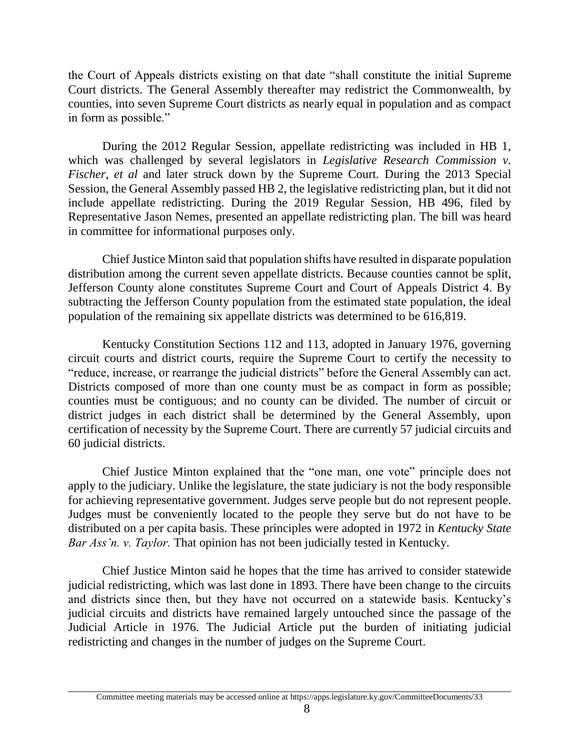the Court of Appeals districts existing on that date "shall constitute the initial Supreme Court districts. The General Assembly thereafter may redistrict the Commonwealth, by counties, into seven Supreme Court districts as nearly equal in population and as compact in form as possible."

During the 2012 Regular Session, appellate redistricting was included in HB 1, which was challenged by several legislators in *Legislative Research Commission v. Fischer, et al* and later struck down by the Supreme Court. During the 2013 Special Session, the General Assembly passed HB 2, the legislative redistricting plan, but it did not include appellate redistricting. During the 2019 Regular Session, HB 496, filed by Representative Jason Nemes, presented an appellate redistricting plan. The bill was heard in committee for informational purposes only.

Chief Justice Minton said that population shifts have resulted in disparate population distribution among the current seven appellate districts. Because counties cannot be split, Jefferson County alone constitutes Supreme Court and Court of Appeals District 4. By subtracting the Jefferson County population from the estimated state population, the ideal population of the remaining six appellate districts was determined to be 616,819.

Kentucky Constitution Sections 112 and 113, adopted in January 1976, governing circuit courts and district courts, require the Supreme Court to certify the necessity to "reduce, increase, or rearrange the judicial districts" before the General Assembly can act. Districts composed of more than one county must be as compact in form as possible; counties must be contiguous; and no county can be divided. The number of circuit or district judges in each district shall be determined by the General Assembly, upon certification of necessity by the Supreme Court. There are currently 57 judicial circuits and 60 judicial districts.

Chief Justice Minton explained that the "one man, one vote" principle does not apply to the judiciary. Unlike the legislature, the state judiciary is not the body responsible for achieving representative government. Judges serve people but do not represent people. Judges must be conveniently located to the people they serve but do not have to be distributed on a per capita basis. These principles were adopted in 1972 in *Kentucky State Bar Ass'n. v. Taylor.* That opinion has not been judicially tested in Kentucky.

Chief Justice Minton said he hopes that the time has arrived to consider statewide judicial redistricting, which was last done in 1893. There have been change to the circuits and districts since then, but they have not occurred on a statewide basis. Kentucky's judicial circuits and districts have remained largely untouched since the passage of the Judicial Article in 1976. The Judicial Article put the burden of initiating judicial redistricting and changes in the number of judges on the Supreme Court.

Committee meeting materials may be accessed online at https://apps.legislature.ky.gov/CommitteeDocuments/33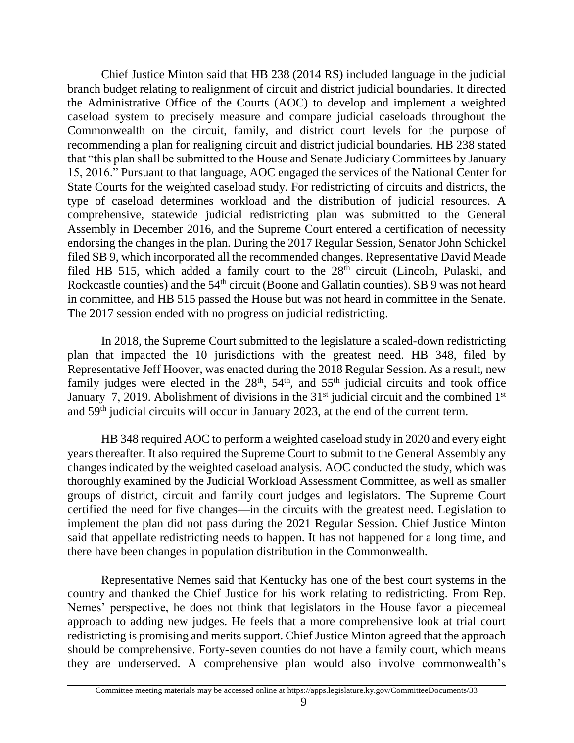Chief Justice Minton said that HB 238 (2014 RS) included language in the judicial branch budget relating to realignment of circuit and district judicial boundaries. It directed the Administrative Office of the Courts (AOC) to develop and implement a weighted caseload system to precisely measure and compare judicial caseloads throughout the Commonwealth on the circuit, family, and district court levels for the purpose of recommending a plan for realigning circuit and district judicial boundaries. HB 238 stated that "this plan shall be submitted to the House and Senate Judiciary Committees by January 15, 2016." Pursuant to that language, AOC engaged the services of the National Center for State Courts for the weighted caseload study. For redistricting of circuits and districts, the type of caseload determines workload and the distribution of judicial resources. A comprehensive, statewide judicial redistricting plan was submitted to the General Assembly in December 2016, and the Supreme Court entered a certification of necessity endorsing the changes in the plan. During the 2017 Regular Session, Senator John Schickel filed SB 9, which incorporated all the recommended changes. Representative David Meade filed HB 515, which added a family court to the 28th circuit (Lincoln, Pulaski, and Rockcastle counties) and the 54th circuit (Boone and Gallatin counties). SB 9 was not heard in committee, and HB 515 passed the House but was not heard in committee in the Senate. The 2017 session ended with no progress on judicial redistricting.

In 2018, the Supreme Court submitted to the legislature a scaled-down redistricting plan that impacted the 10 jurisdictions with the greatest need. HB 348, filed by Representative Jeff Hoover, was enacted during the 2018 Regular Session. As a result, new family judges were elected in the 28th, 54th, and 55th judicial circuits and took office January 7, 2019. Abolishment of divisions in the 31st judicial circuit and the combined 1st and 59th judicial circuits will occur in January 2023, at the end of the current term.

HB 348 required AOC to perform a weighted caseload study in 2020 and every eight years thereafter. It also required the Supreme Court to submit to the General Assembly any changes indicated by the weighted caseload analysis. AOC conducted the study, which was thoroughly examined by the Judicial Workload Assessment Committee, as well as smaller groups of district, circuit and family court judges and legislators. The Supreme Court certified the need for five changes—in the circuits with the greatest need. Legislation to implement the plan did not pass during the 2021 Regular Session. Chief Justice Minton said that appellate redistricting needs to happen. It has not happened for a long time, and there have been changes in population distribution in the Commonwealth.

Representative Nemes said that Kentucky has one of the best court systems in the country and thanked the Chief Justice for his work relating to redistricting. From Rep. Nemes' perspective, he does not think that legislators in the House favor a piecemeal approach to adding new judges. He feels that a more comprehensive look at trial court redistricting is promising and merits support. Chief Justice Minton agreed that the approach should be comprehensive. Forty-seven counties do not have a family court, which means they are underserved. A comprehensive plan would also involve commonwealth's

Committee meeting materials may be accessed online at https://apps.legislature.ky.gov/CommitteeDocuments/33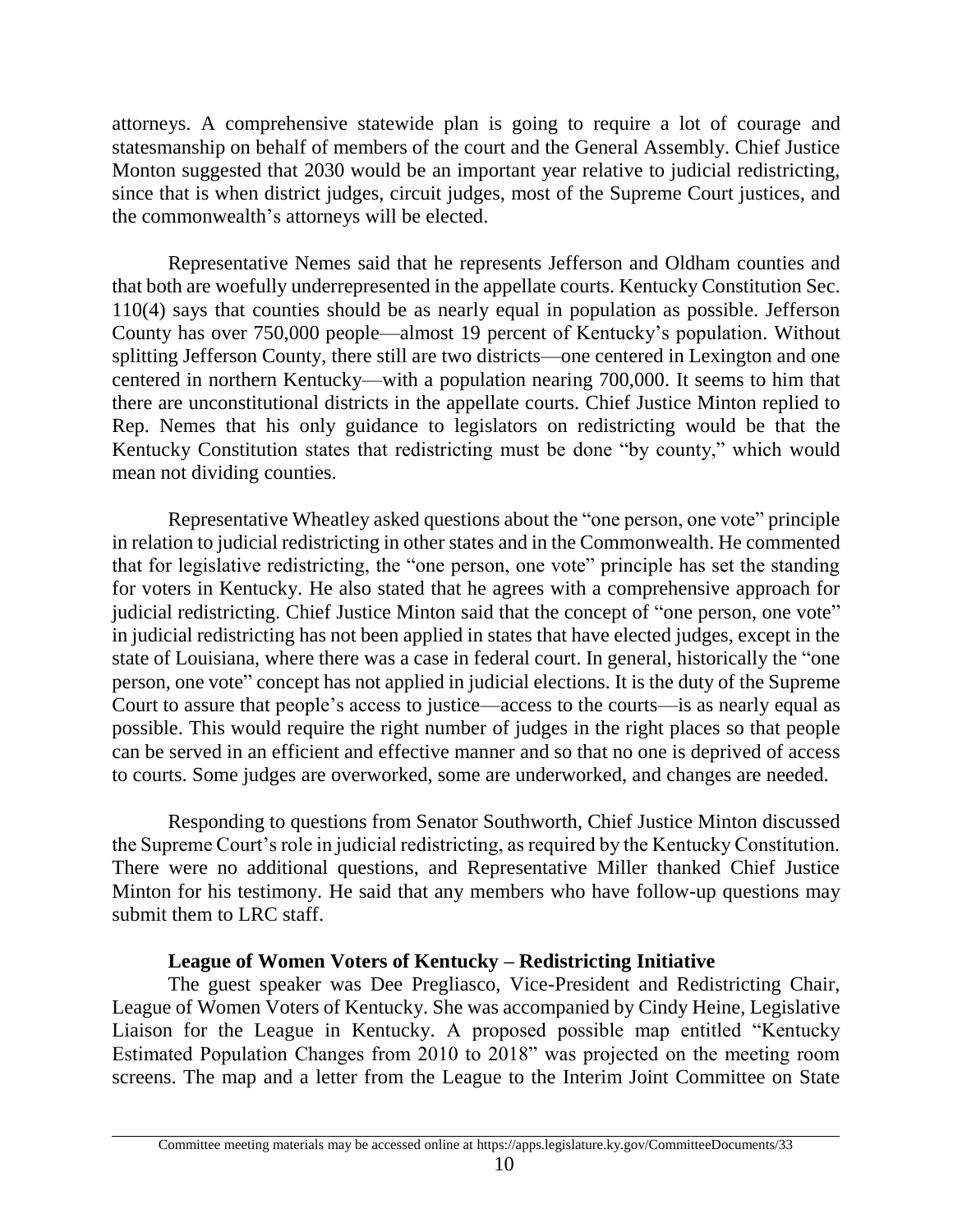attorneys. A comprehensive statewide plan is going to require a lot of courage and statesmanship on behalf of members of the court and the General Assembly. Chief Justice Monton suggested that 2030 would be an important year relative to judicial redistricting, since that is when district judges, circuit judges, most of the Supreme Court justices, and the commonwealth's attorneys will be elected.

Representative Nemes said that he represents Jefferson and Oldham counties and that both are woefully underrepresented in the appellate courts. Kentucky Constitution Sec. 110(4) says that counties should be as nearly equal in population as possible. Jefferson County has over 750,000 people—almost 19 percent of Kentucky's population. Without splitting Jefferson County, there still are two districts—one centered in Lexington and one centered in northern Kentucky—with a population nearing 700,000. It seems to him that there are unconstitutional districts in the appellate courts. Chief Justice Minton replied to Rep. Nemes that his only guidance to legislators on redistricting would be that the Kentucky Constitution states that redistricting must be done "by county," which would mean not dividing counties.

Representative Wheatley asked questions about the "one person, one vote" principle in relation to judicial redistricting in other states and in the Commonwealth. He commented that for legislative redistricting, the "one person, one vote" principle has set the standing for voters in Kentucky. He also stated that he agrees with a comprehensive approach for judicial redistricting. Chief Justice Minton said that the concept of "one person, one vote" in judicial redistricting has not been applied in states that have elected judges, except in the state of Louisiana, where there was a case in federal court. In general, historically the "one person, one vote" concept has not applied in judicial elections. It is the duty of the Supreme Court to assure that people's access to justice—access to the courts—is as nearly equal as possible. This would require the right number of judges in the right places so that people can be served in an efficient and effective manner and so that no one is deprived of access to courts. Some judges are overworked, some are underworked, and changes are needed.

Responding to questions from Senator Southworth, Chief Justice Minton discussed the Supreme Court's role in judicial redistricting, as required by the Kentucky Constitution. There were no additional questions, and Representative Miller thanked Chief Justice Minton for his testimony. He said that any members who have follow-up questions may submit them to LRC staff.

**League of Women Voters of Kentucky – Redistricting Initiative**

The guest speaker was Dee Pregliasco, Vice-President and Redistricting Chair, League of Women Voters of Kentucky. She was accompanied by Cindy Heine, Legislative Liaison for the League in Kentucky. A proposed possible map entitled "Kentucky Estimated Population Changes from 2010 to 2018" was projected on the meeting room screens. The map and a letter from the League to the Interim Joint Committee on State

Committee meeting materials may be accessed online at https://apps.legislature.ky.gov/CommitteeDocuments/33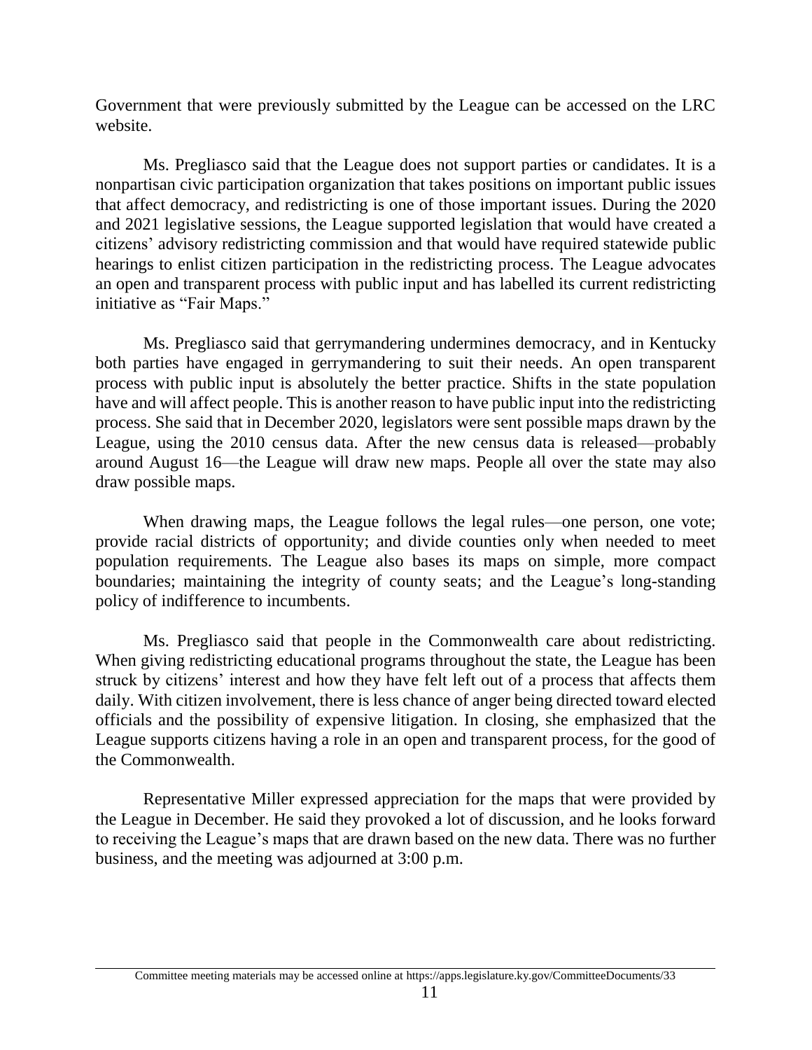Government that were previously submitted by the League can be accessed on the LRC website.

Ms. Pregliasco said that the League does not support parties or candidates. It is a nonpartisan civic participation organization that takes positions on important public issues that affect democracy, and redistricting is one of those important issues. During the 2020 and 2021 legislative sessions, the League supported legislation that would have created a citizens' advisory redistricting commission and that would have required statewide public hearings to enlist citizen participation in the redistricting process. The League advocates an open and transparent process with public input and has labelled its current redistricting initiative as "Fair Maps."

Ms. Pregliasco said that gerrymandering undermines democracy, and in Kentucky both parties have engaged in gerrymandering to suit their needs. An open transparent process with public input is absolutely the better practice. Shifts in the state population have and will affect people. This is another reason to have public input into the redistricting process. She said that in December 2020, legislators were sent possible maps drawn by the League, using the 2010 census data. After the new census data is released—probably around August 16—the League will draw new maps. People all over the state may also draw possible maps.

When drawing maps, the League follows the legal rules—one person, one vote; provide racial districts of opportunity; and divide counties only when needed to meet population requirements. The League also bases its maps on simple, more compact boundaries; maintaining the integrity of county seats; and the League's long-standing policy of indifference to incumbents.

Ms. Pregliasco said that people in the Commonwealth care about redistricting. When giving redistricting educational programs throughout the state, the League has been struck by citizens' interest and how they have felt left out of a process that affects them daily. With citizen involvement, there is less chance of anger being directed toward elected officials and the possibility of expensive litigation. In closing, she emphasized that the League supports citizens having a role in an open and transparent process, for the good of the Commonwealth.

Representative Miller expressed appreciation for the maps that were provided by the League in December. He said they provoked a lot of discussion, and he looks forward to receiving the League's maps that are drawn based on the new data. There was no further business, and the meeting was adjourned at 3:00 p.m.

Committee meeting materials may be accessed online at https://apps.legislature.ky.gov/CommitteeDocuments/33